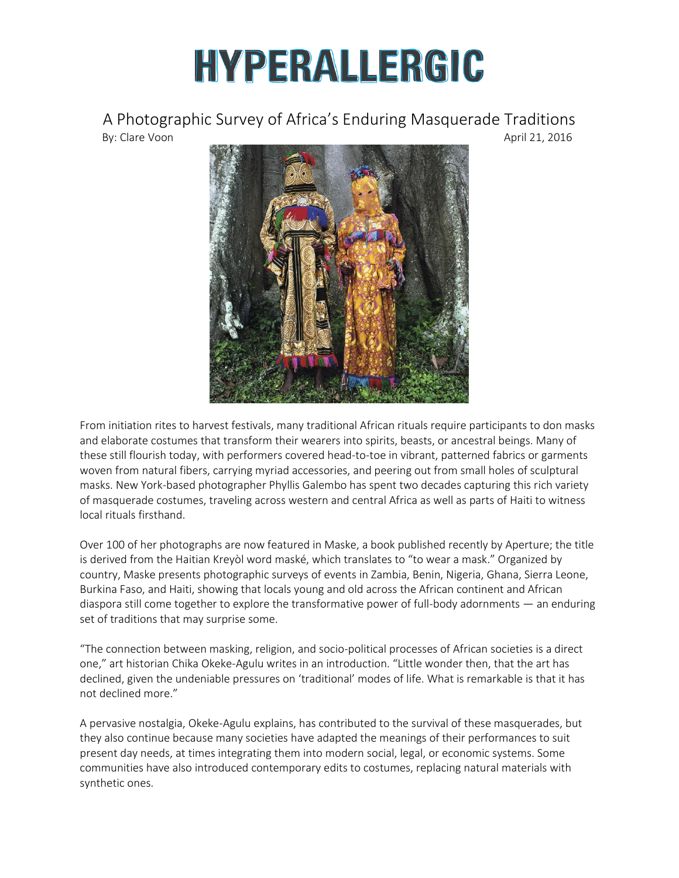# HYPERALLERGIC

## A Photographic Survey of Africa's Enduring Masquerade Traditions

By: Clare Voon    April 21, 2016

From initiation rites to harvest festivals, many traditional African rituals require participants to don masks and elaborate costumes that transform their wearers into spirits, beasts, or ancestral beings. Many of these still flourish today, with performers covered head-to-toe in vibrant, patterned fabrics or garments woven from natural fibers, carrying myriad accessories, and peering out from small holes of sculptural masks. New York-based photographer Phyllis Galembo has spent two decades capturing this rich variety of masquerade costumes, traveling across western and central Africa as well as parts of Haiti to witness local rituals firsthand.

Over 100 of her photographs are now featured in Maske, a book published recently by Aperture; the title is derived from the Haitian Kreyòl word maské, which translates to "to wear a mask." Organized by country, Maske presents photographic surveys of events in Zambia, Benin, Nigeria, Ghana, Sierra Leone, Burkina Faso, and Haiti, showing that locals young and old across the African continent and African diaspora still come together to explore the transformative power of full-body adornments — an enduring set of traditions that may surprise some.

"The connection between masking, religion, and socio-political processes of African societies is a direct one," art historian Chika Okeke-Agulu writes in an introduction. "Little wonder then, that the art has declined, given the undeniable pressures on 'traditional' modes of life. What is remarkable is that it has not declined more."

A pervasive nostalgia, Okeke-Agulu explains, has contributed to the survival of these masquerades, but they also continue because many societies have adapted the meanings of their performances to suit present day needs, at times integrating them into modern social, legal, or economic systems. Some communities have also introduced contemporary edits to costumes, replacing natural materials with synthetic ones.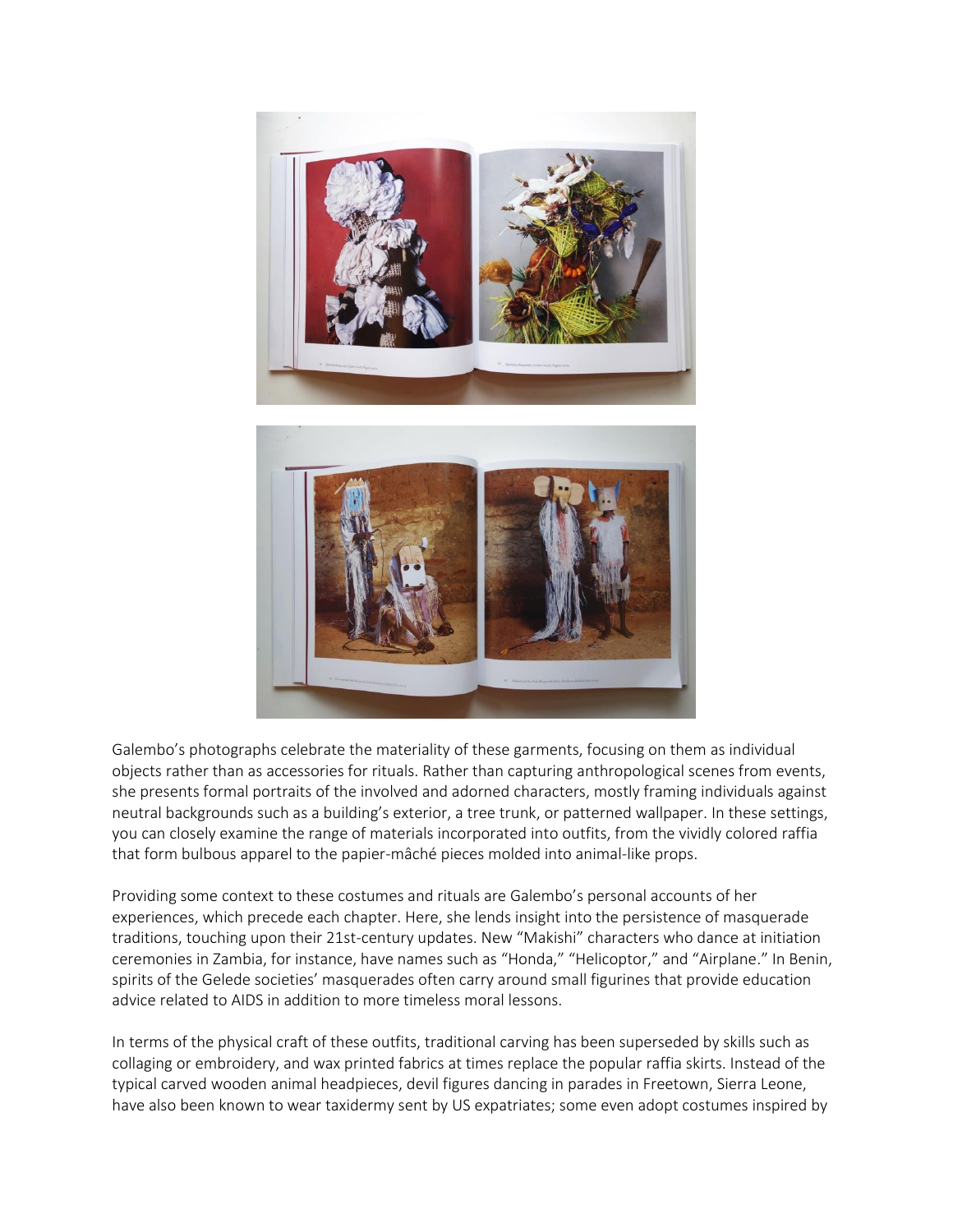Galembo's photographs celebrate the materiality of these garments, focusing on them as individual objects rather than as accessories for rituals. Rather than capturing anthropological scenes from events, she presents formal portraits of the involved and adorned characters, mostly framing individuals against neutral backgrounds such as a building's exterior, a tree trunk, or patterned wallpaper. In these settings, you can closely examine the range of materials incorporated into outfits, from the vividly colored raffia that form bulbous apparel to the papier-mâché pieces molded into animal-like props.

Providing some context to these costumes and rituals are Galembo's personal accounts of her experiences, which precede each chapter. Here, she lends insight into the persistence of masquerade traditions, touching upon their 21st-century updates. New "Makishi" characters who dance at initiation ceremonies in Zambia, for instance, have names such as "Honda," "Helicoptor," and "Airplane." In Benin, spirits of the Gelede societies' masquerades often carry around small figurines that provide education advice related to AIDS in addition to more timeless moral lessons.

In terms of the physical craft of these outfits, traditional carving has been superseded by skills such as collaging or embroidery, and wax printed fabrics at times replace the popular raffia skirts. Instead of the typical carved wooden animal headpieces, devil figures dancing in parades in Freetown, Sierra Leone, have also been known to wear taxidermy sent by US expatriates; some even adopt costumes inspired by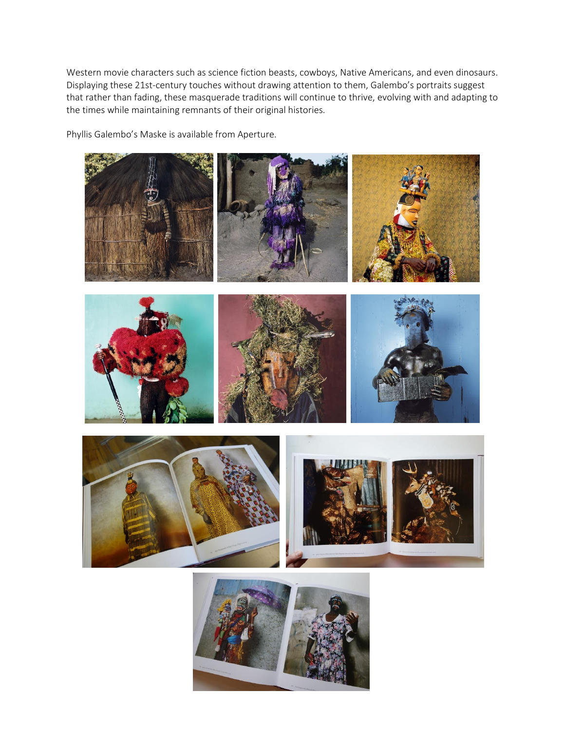Western movie characters such as science fiction beasts, cowboys, Native Americans, and even dinosaurs. Displaying these 21st-century touches without drawing attention to them, Galembo's portraits suggest that rather than fading, these masquerade traditions will continue to thrive, evolving with and adapting to the times while maintaining remnants of their original histories.

Phyllis Galembo's Maske is available from Aperture.